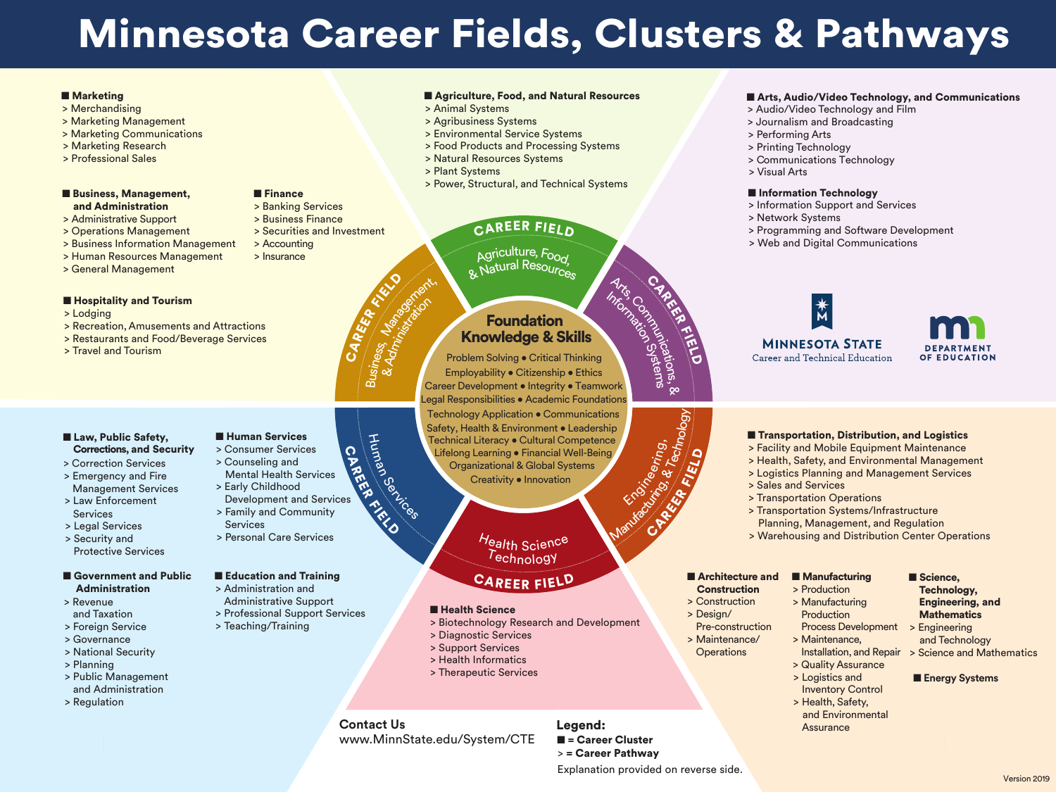# Minnesota Career Fields, Clusters & Pathways

## Agriculture, Food & Natural Resources — CAREER FIELD

**■ Agriculture, Food, and Natural Resources**
- > Animal Systems
- > Agribusiness Systems
- > Environmental Service Systems
- > Food Products and Processing Systems
- > Natural Resources Systems
- > Plant Systems
- > Power, Structural, and Technical Systems

## Arts, Communications, & Information Systems — CAREER FIELD

**■ Arts, Audio/Video Technology, and Communications**
- > Audio/Video Technology and Film
- > Journalism and Broadcasting
- > Performing Arts
- > Printing Technology
- > Communications Technology
- > Visual Arts

**■ Information Technology**
- > Information Support and Services
- > Network Systems
- > Programming and Software Development
- > Web and Digital Communications

## Business, Management, & Administration — CAREER FIELD

**■ Marketing**
- > Merchandising
- > Marketing Management
- > Marketing Communications
- > Marketing Research
- > Professional Sales

**■ Business, Management, and Administration**
- > Administrative Support
- > Operations Management
- > Business Information Management
- > Human Resources Management
- > General Management

**■ Finance**
- > Banking Services
- > Business Finance
- > Securities and Investment
- > Accounting
- > Insurance

**■ Hospitality and Tourism**
- > Lodging
- > Recreation, Amusements and Attractions
- > Restaurants and Food/Beverage Services
- > Travel and Tourism

## Foundation Knowledge & Skills

Problem Solving • Critical Thinking
Employability • Citizenship • Ethics
Career Development • Integrity • Teamwork
Legal Responsibilities • Academic Foundations
Technology Application • Communications
Safety, Health & Environment • Leadership
Technical Literacy • Cultural Competence
Lifelong Learning • Financial Well-Being
Organizational & Global Systems
Creativity • Innovation

## Human Services — CAREER FIELD

**■ Law, Public Safety, Corrections, and Security**
- > Correction Services
- > Emergency and Fire Management Services
- > Law Enforcement Services
- > Legal Services
- > Security and Protective Services

**■ Human Services**
- > Consumer Services
- > Counseling and Mental Health Services
- > Early Childhood Development and Services
- > Family and Community Services
- > Personal Care Services

**■ Government and Public Administration**
- > Revenue and Taxation
- > Foreign Service
- > Governance
- > National Security
- > Planning
- > Public Management and Administration
- > Regulation

**■ Education and Training**
- > Administration and Administrative Support
- > Professional Support Services
- > Teaching/Training

## Health Science Technology — CAREER FIELD

**■ Health Science**
- > Biotechnology Research and Development
- > Diagnostic Services
- > Support Services
- > Health Informatics
- > Therapeutic Services

## Engineering, Manufacturing, & Technology — CAREER FIELD

**■ Transportation, Distribution, and Logistics**
- > Facility and Mobile Equipment Maintenance
- > Health, Safety, and Environmental Management
- > Logistics Planning and Management Services
- > Sales and Services
- > Transportation Operations
- > Transportation Systems/Infrastructure Planning, Management, and Regulation
- > Warehousing and Distribution Center Operations

**■ Architecture and Construction**
- > Construction
- > Design/Pre-construction
- > Maintenance/Operations

**■ Manufacturing**
- > Production
- > Manufacturing Production Process Development
- > Maintenance, Installation, and Repair
- > Quality Assurance
- > Logistics and Inventory Control
- > Health, Safety, and Environmental Assurance

**■ Science, Technology, Engineering, and Mathematics**
- > Engineering and Technology
- > Science and Mathematics

**■ Energy Systems**

MINNESOTA STATE
Career and Technical Education

DEPARTMENT OF EDUCATION

**Contact Us**
www.MinnState.edu/System/CTE

**Legend:**
**■ = Career Cluster**
**> = Career Pathway**
Explanation provided on reverse side.

Version 2019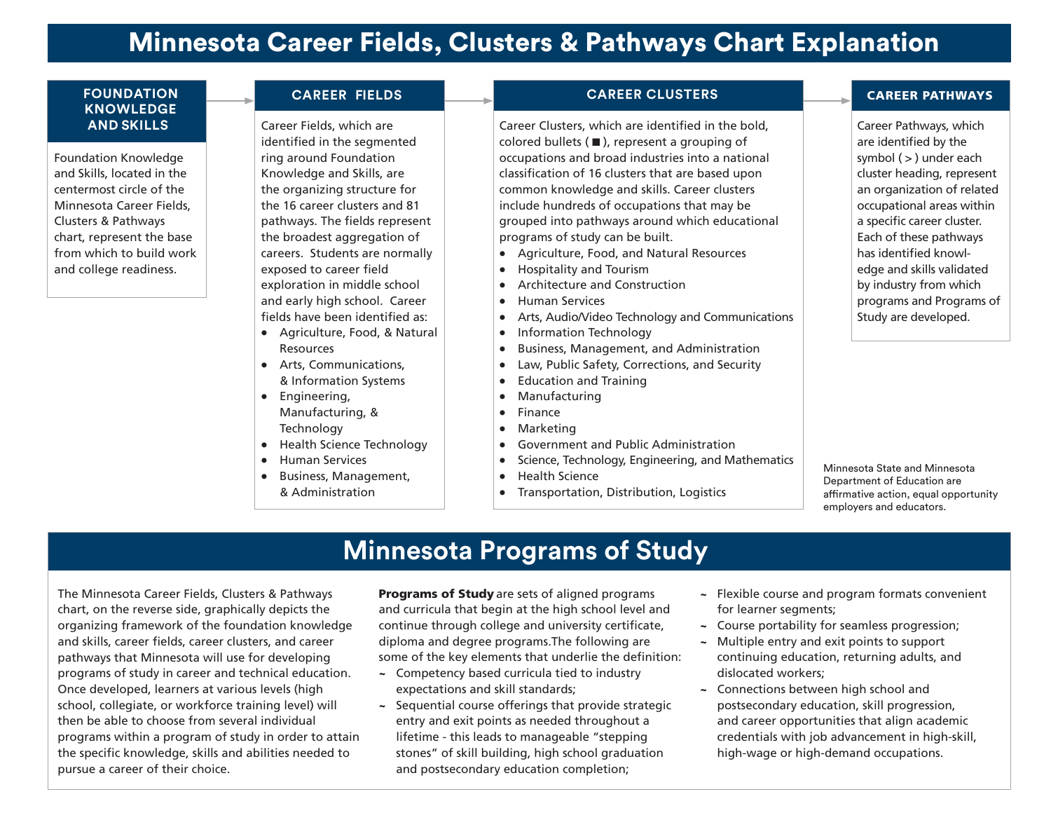# Minnesota Career Fields, Clusters & Pathways Chart Explanation

## FOUNDATION KNOWLEDGE AND SKILLS

Foundation Knowledge and Skills, located in the centermost circle of the Minnesota Career Fields, Clusters & Pathways chart, represent the base from which to build work and college readiness.

## CAREER FIELDS

Career Fields, which are identified in the segmented ring around Foundation Knowledge and Skills, are the organizing structure for the 16 career clusters and 81 pathways. The fields represent the broadest aggregation of careers. Students are normally exposed to career field exploration in middle school and early high school. Career fields have been identified as:

- Agriculture, Food, & Natural Resources
- Arts, Communications, & Information Systems
- Engineering, Manufacturing, & Technology
- Health Science Technology
- Human Services
- Business, Management, & Administration

## CAREER CLUSTERS

Career Clusters, which are identified in the bold, colored bullets ( ■ ), represent a grouping of occupations and broad industries into a national classification of 16 clusters that are based upon common knowledge and skills. Career clusters include hundreds of occupations that may be grouped into pathways around which educational programs of study can be built.

- Agriculture, Food, and Natural Resources
- Hospitality and Tourism
- Architecture and Construction
- Human Services
- Arts, Audio/Video Technology and Communications
- Information Technology
- Business, Management, and Administration
- Law, Public Safety, Corrections, and Security
- Education and Training
- Manufacturing
- Finance
- Marketing
- Government and Public Administration
- Science, Technology, Engineering, and Mathematics
- Health Science
- Transportation, Distribution, Logistics

## CAREER PATHWAYS

Career Pathways, which are identified by the symbol ( > ) under each cluster heading, represent an organization of related occupational areas within a specific career cluster. Each of these pathways has identified knowledge and skills validated by industry from which programs and Programs of Study are developed.

Minnesota State and Minnesota Department of Education are affirmative action, equal opportunity employers and educators.

# Minnesota Programs of Study

The Minnesota Career Fields, Clusters & Pathways chart, on the reverse side, graphically depicts the organizing framework of the foundation knowledge and skills, career fields, career clusters, and career pathways that Minnesota will use for developing programs of study in career and technical education. Once developed, learners at various levels (high school, collegiate, or workforce training level) will then be able to choose from several individual programs within a program of study in order to attain the specific knowledge, skills and abilities needed to pursue a career of their choice.

**Programs of Study** are sets of aligned programs and curricula that begin at the high school level and continue through college and university certificate, diploma and degree programs.The following are some of the key elements that underlie the definition:

~ Competency based curricula tied to industry expectations and skill standards;

~ Sequential course offerings that provide strategic entry and exit points as needed throughout a lifetime - this leads to manageable "stepping stones" of skill building, high school graduation and postsecondary education completion;

~ Flexible course and program formats convenient for learner segments;

~ Course portability for seamless progression;

~ Multiple entry and exit points to support continuing education, returning adults, and dislocated workers;

~ Connections between high school and postsecondary education, skill progression, and career opportunities that align academic credentials with job advancement in high-skill, high-wage or high-demand occupations.